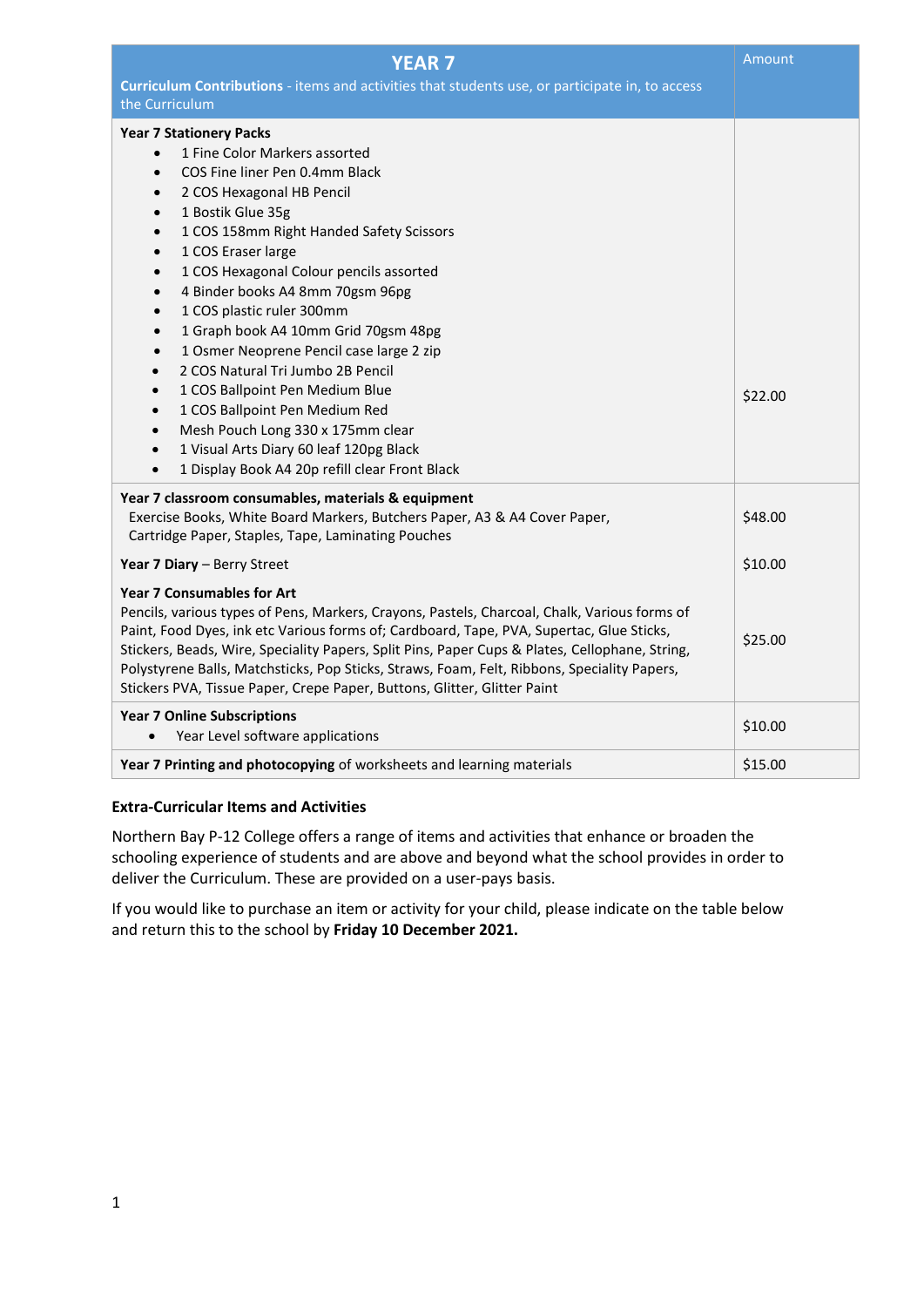| **YEAR 7**<br>**Curriculum Contributions** - items and activities that students use, or participate in, to access the Curriculum | Amount |
|---|---|
| **Year 7 Stationery Packs**<br>• 1 Fine Color Markers assorted<br>• COS Fine liner Pen 0.4mm Black<br>• 2 COS Hexagonal HB Pencil<br>• 1 Bostik Glue 35g<br>• 1 COS 158mm Right Handed Safety Scissors<br>• 1 COS Eraser large<br>• 1 COS Hexagonal Colour pencils assorted<br>• 4 Binder books A4 8mm 70gsm 96pg<br>• 1 COS plastic ruler 300mm<br>• 1 Graph book A4 10mm Grid 70gsm 48pg<br>• 1 Osmer Neoprene Pencil case large 2 zip<br>• 2 COS Natural Tri Jumbo 2B Pencil<br>• 1 COS Ballpoint Pen Medium Blue<br>• 1 COS Ballpoint Pen Medium Red<br>• Mesh Pouch Long 330 x 175mm clear<br>• 1 Visual Arts Diary 60 leaf 120pg Black<br>• 1 Display Book A4 20p refill clear Front Black | $22.00 |
| **Year 7 classroom consumables, materials & equipment**<br>Exercise Books, White Board Markers, Butchers Paper, A3 & A4 Cover Paper, Cartridge Paper, Staples, Tape, Laminating Pouches | $48.00 |
| **Year 7 Diary** – Berry Street | $10.00 |
| **Year 7 Consumables for Art**<br>Pencils, various types of Pens, Markers, Crayons, Pastels, Charcoal, Chalk, Various forms of Paint, Food Dyes, ink etc Various forms of; Cardboard, Tape, PVA, Supertac, Glue Sticks, Stickers, Beads, Wire, Speciality Papers, Split Pins, Paper Cups & Plates, Cellophane, String, Polystyrene Balls, Matchsticks, Pop Sticks, Straws, Foam, Felt, Ribbons, Speciality Papers, Stickers PVA, Tissue Paper, Crepe Paper, Buttons, Glitter, Glitter Paint | $25.00 |
| **Year 7 Online Subscriptions**<br>• Year Level software applications | $10.00 |
| **Year 7 Printing and photocopying** of worksheets and learning materials | $15.00 |

**Extra-Curricular Items and Activities**

Northern Bay P-12 College offers a range of items and activities that enhance or broaden the schooling experience of students and are above and beyond what the school provides in order to deliver the Curriculum. These are provided on a user-pays basis.

If you would like to purchase an item or activity for your child, please indicate on the table below and return this to the school by **Friday 10 December 2021.**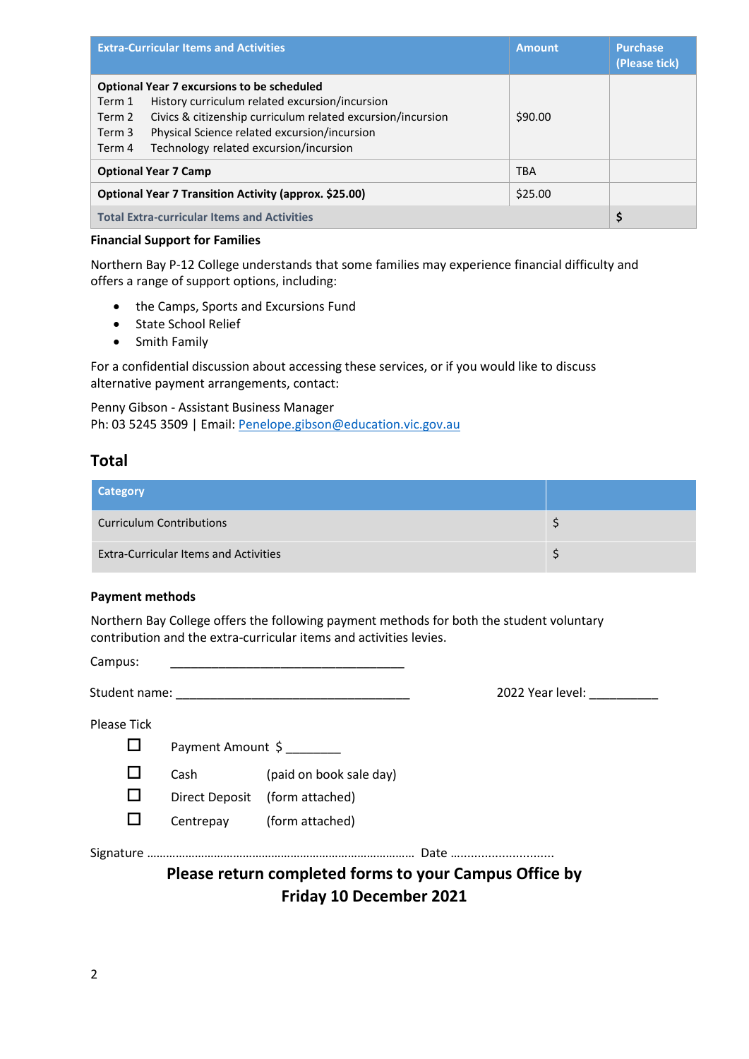| Extra-Curricular Items and Activities | Amount | Purchase (Please tick) |
|---|---|---|
| **Optional Year 7 excursions to be scheduled**<br>Term 1 History curriculum related excursion/incursion<br>Term 2 Civics & citizenship curriculum related excursion/incursion<br>Term 3 Physical Science related excursion/incursion<br>Term 4 Technology related excursion/incursion | $90.00 | |
| **Optional Year 7 Camp** | TBA | |
| **Optional Year 7 Transition Activity (approx. $25.00)** | $25.00 | |
| **Total Extra-curricular Items and Activities** | | $ |

**Financial Support for Families**

Northern Bay P-12 College understands that some families may experience financial difficulty and offers a range of support options, including:

- the Camps, Sports and Excursions Fund
- State School Relief
- Smith Family

For a confidential discussion about accessing these services, or if you would like to discuss alternative payment arrangements, contact:

Penny Gibson - Assistant Business Manager
Ph: 03 5245 3509 | Email: Penelope.gibson@education.vic.gov.au

## Total

| Category | |
|---|---|
| Curriculum Contributions | $ |
| Extra-Curricular Items and Activities | $ |

**Payment methods**

Northern Bay College offers the following payment methods for both the student voluntary contribution and the extra-curricular items and activities levies.

Campus: ___________________________________

Student name: ___________________________________ 2022 Year level: __________

Please Tick

- ☐ Payment Amount $ ________
- ☐ Cash (paid on book sale day)
- ☐ Direct Deposit (form attached)
- ☐ Centrepay (form attached)

Signature ………………………………………………………………………… Date ..............................

**Please return completed forms to your Campus Office by Friday 10 December 2021**